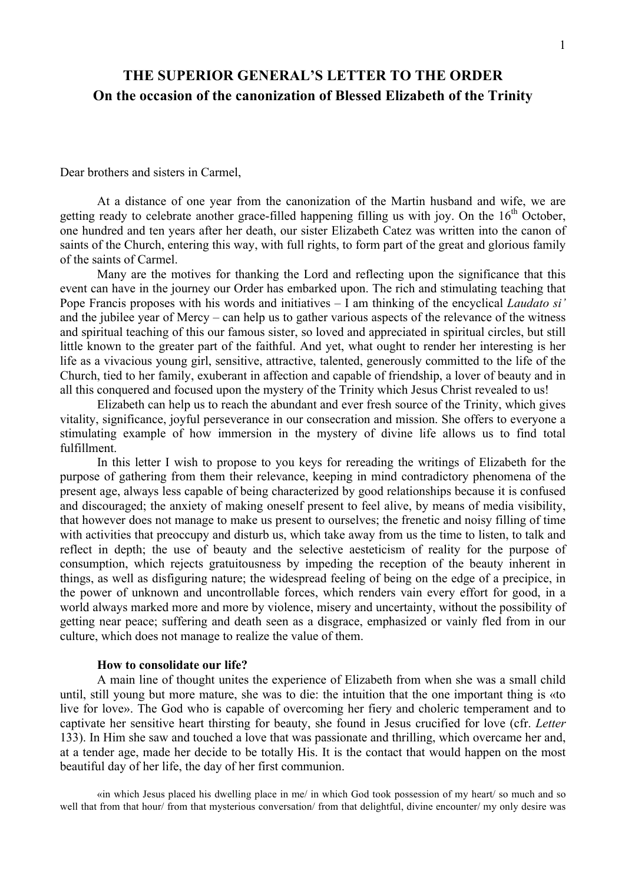# THE SUPERIOR GENERAL'S LETTER TO THE ORDER
## On the occasion of the canonization of Blessed Elizabeth of the Trinity

Dear brothers and sisters in Carmel,

At a distance of one year from the canonization of the Martin husband and wife, we are getting ready to celebrate another grace-filled happening filling us with joy. On the 16th October, one hundred and ten years after her death, our sister Elizabeth Catez was written into the canon of saints of the Church, entering this way, with full rights, to form part of the great and glorious family of the saints of Carmel.

Many are the motives for thanking the Lord and reflecting upon the significance that this event can have in the journey our Order has embarked upon. The rich and stimulating teaching that Pope Francis proposes with his words and initiatives – I am thinking of the encyclical *Laudato si'* and the jubilee year of Mercy – can help us to gather various aspects of the relevance of the witness and spiritual teaching of this our famous sister, so loved and appreciated in spiritual circles, but still little known to the greater part of the faithful. And yet, what ought to render her interesting is her life as a vivacious young girl, sensitive, attractive, talented, generously committed to the life of the Church, tied to her family, exuberant in affection and capable of friendship, a lover of beauty and in all this conquered and focused upon the mystery of the Trinity which Jesus Christ revealed to us!

Elizabeth can help us to reach the abundant and ever fresh source of the Trinity, which gives vitality, significance, joyful perseverance in our consecration and mission. She offers to everyone a stimulating example of how immersion in the mystery of divine life allows us to find total fulfillment.

In this letter I wish to propose to you keys for rereading the writings of Elizabeth for the purpose of gathering from them their relevance, keeping in mind contradictory phenomena of the present age, always less capable of being characterized by good relationships because it is confused and discouraged; the anxiety of making oneself present to feel alive, by means of media visibility, that however does not manage to make us present to ourselves; the frenetic and noisy filling of time with activities that preoccupy and disturb us, which take away from us the time to listen, to talk and reflect in depth; the use of beauty and the selective aesteticism of reality for the purpose of consumption, which rejects gratuitousness by impeding the reception of the beauty inherent in things, as well as disfiguring nature; the widespread feeling of being on the edge of a precipice, in the power of unknown and uncontrollable forces, which renders vain every effort for good, in a world always marked more and more by violence, misery and uncertainty, without the possibility of getting near peace; suffering and death seen as a disgrace, emphasized or vainly fled from in our culture, which does not manage to realize the value of them.

### How to consolidate our life?

A main line of thought unites the experience of Elizabeth from when she was a small child until, still young but more mature, she was to die: the intuition that the one important thing is «to live for love». The God who is capable of overcoming her fiery and choleric temperament and to captivate her sensitive heart thirsting for beauty, she found in Jesus crucified for love (cfr. *Letter* 133). In Him she saw and touched a love that was passionate and thrilling, which overcame her and, at a tender age, made her decide to be totally His. It is the contact that would happen on the most beautiful day of her life, the day of her first communion.

> «in which Jesus placed his dwelling place in me/ in which God took possession of my heart/ so much and so well that from that hour/ from that mysterious conversation/ from that delightful, divine encounter/ my only desire was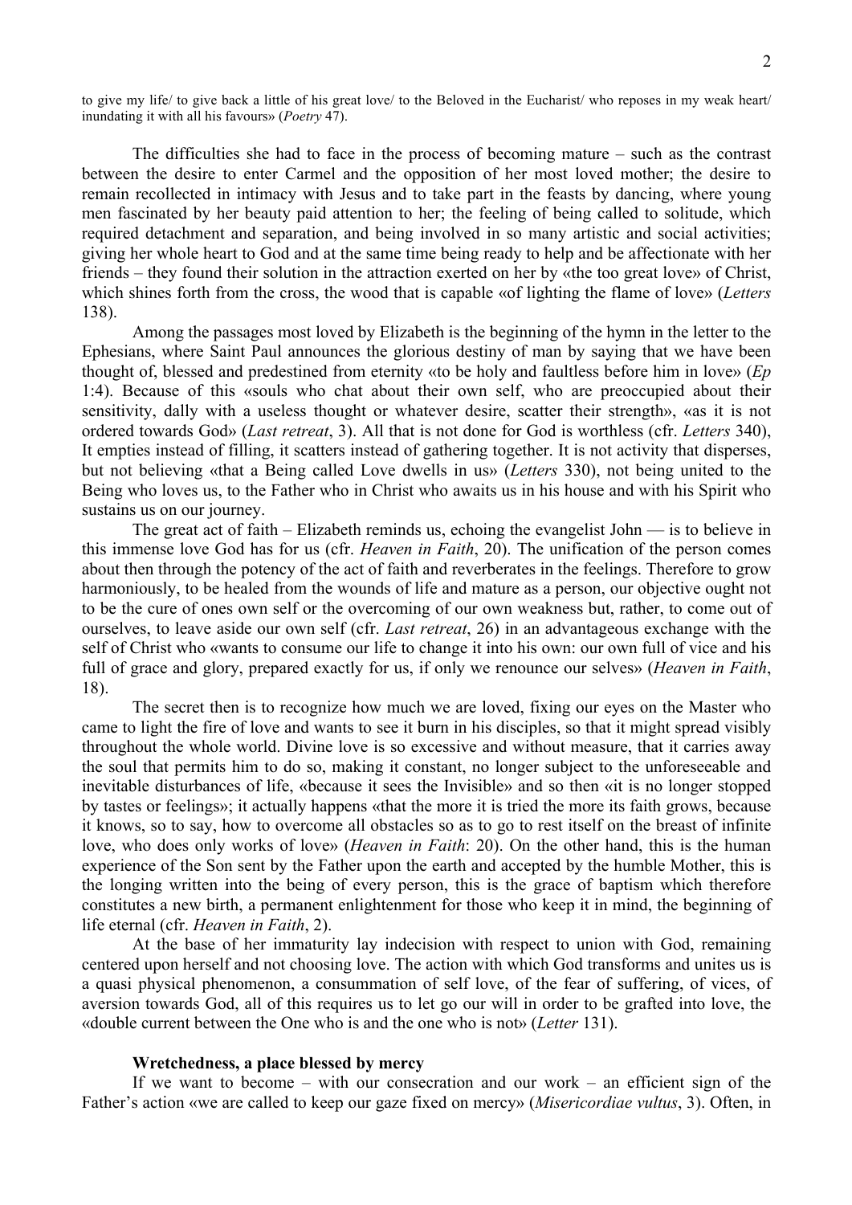to give my life/ to give back a little of his great love/ to the Beloved in the Eucharist/ who reposes in my weak heart/ inundating it with all his favours» (*Poetry* 47).

The difficulties she had to face in the process of becoming mature – such as the contrast between the desire to enter Carmel and the opposition of her most loved mother; the desire to remain recollected in intimacy with Jesus and to take part in the feasts by dancing, where young men fascinated by her beauty paid attention to her; the feeling of being called to solitude, which required detachment and separation, and being involved in so many artistic and social activities; giving her whole heart to God and at the same time being ready to help and be affectionate with her friends – they found their solution in the attraction exerted on her by «the too great love» of Christ, which shines forth from the cross, the wood that is capable «of lighting the flame of love» (*Letters* 138).

Among the passages most loved by Elizabeth is the beginning of the hymn in the letter to the Ephesians, where Saint Paul announces the glorious destiny of man by saying that we have been thought of, blessed and predestined from eternity «to be holy and faultless before him in love» (*Ep* 1:4). Because of this «souls who chat about their own self, who are preoccupied about their sensitivity, dally with a useless thought or whatever desire, scatter their strength», «as it is not ordered towards God» (*Last retreat*, 3). All that is not done for God is worthless (cfr. *Letters* 340), It empties instead of filling, it scatters instead of gathering together. It is not activity that disperses, but not believing «that a Being called Love dwells in us» (*Letters* 330), not being united to the Being who loves us, to the Father who in Christ who awaits us in his house and with his Spirit who sustains us on our journey.

The great act of faith – Elizabeth reminds us, echoing the evangelist John — is to believe in this immense love God has for us (cfr. *Heaven in Faith*, 20). The unification of the person comes about then through the potency of the act of faith and reverberates in the feelings. Therefore to grow harmoniously, to be healed from the wounds of life and mature as a person, our objective ought not to be the cure of ones own self or the overcoming of our own weakness but, rather, to come out of ourselves, to leave aside our own self (cfr. *Last retreat*, 26) in an advantageous exchange with the self of Christ who «wants to consume our life to change it into his own: our own full of vice and his full of grace and glory, prepared exactly for us, if only we renounce our selves» (*Heaven in Faith*, 18).

The secret then is to recognize how much we are loved, fixing our eyes on the Master who came to light the fire of love and wants to see it burn in his disciples, so that it might spread visibly throughout the whole world. Divine love is so excessive and without measure, that it carries away the soul that permits him to do so, making it constant, no longer subject to the unforeseeable and inevitable disturbances of life, «because it sees the Invisible» and so then «it is no longer stopped by tastes or feelings»; it actually happens «that the more it is tried the more its faith grows, because it knows, so to say, how to overcome all obstacles so as to go to rest itself on the breast of infinite love, who does only works of love» (*Heaven in Faith*: 20). On the other hand, this is the human experience of the Son sent by the Father upon the earth and accepted by the humble Mother, this is the longing written into the being of every person, this is the grace of baptism which therefore constitutes a new birth, a permanent enlightenment for those who keep it in mind, the beginning of life eternal (cfr. *Heaven in Faith*, 2).

At the base of her immaturity lay indecision with respect to union with God, remaining centered upon herself and not choosing love. The action with which God transforms and unites us is a quasi physical phenomenon, a consummation of self love, of the fear of suffering, of vices, of aversion towards God, all of this requires us to let go our will in order to be grafted into love, the «double current between the One who is and the one who is not» (*Letter* 131).

### Wretchedness, a place blessed by mercy

If we want to become – with our consecration and our work – an efficient sign of the Father's action «we are called to keep our gaze fixed on mercy» (*Misericordiae vultus*, 3). Often, in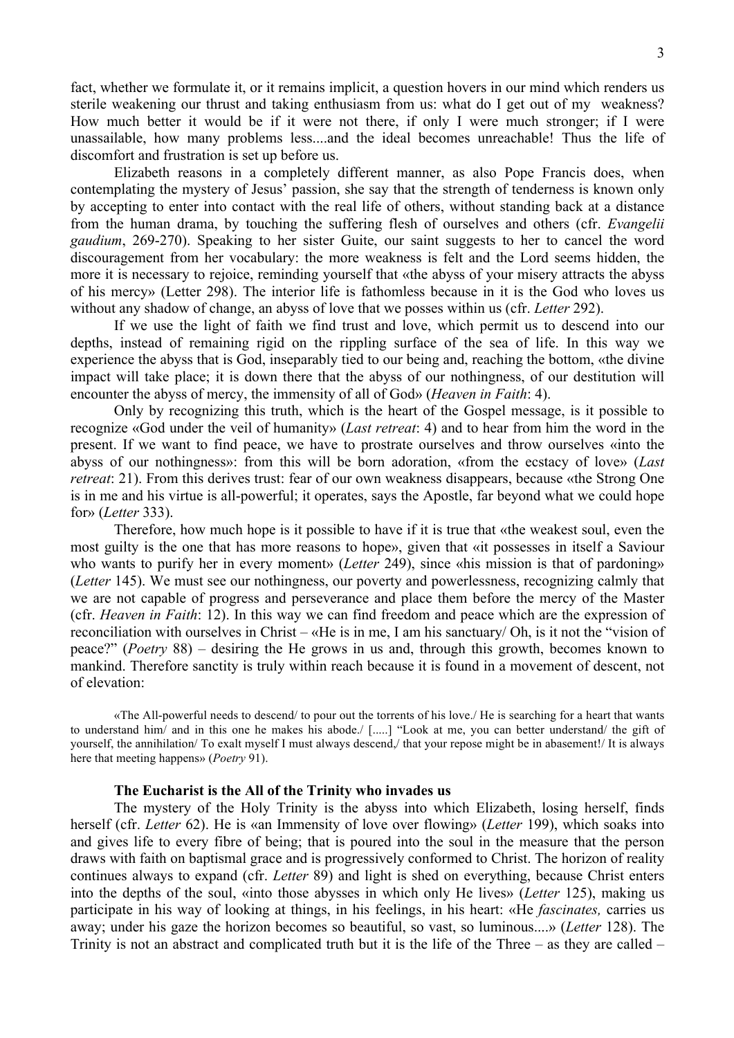fact, whether we formulate it, or it remains implicit, a question hovers in our mind which renders us sterile weakening our thrust and taking enthusiasm from us: what do I get out of my weakness? How much better it would be if it were not there, if only I were much stronger; if I were unassailable, how many problems less....and the ideal becomes unreachable! Thus the life of discomfort and frustration is set up before us.

Elizabeth reasons in a completely different manner, as also Pope Francis does, when contemplating the mystery of Jesus' passion, she say that the strength of tenderness is known only by accepting to enter into contact with the real life of others, without standing back at a distance from the human drama, by touching the suffering flesh of ourselves and others (cfr. *Evangelii gaudium*, 269-270). Speaking to her sister Guite, our saint suggests to her to cancel the word discouragement from her vocabulary: the more weakness is felt and the Lord seems hidden, the more it is necessary to rejoice, reminding yourself that «the abyss of your misery attracts the abyss of his mercy» (Letter 298). The interior life is fathomless because in it is the God who loves us without any shadow of change, an abyss of love that we posses within us (cfr. *Letter* 292).

If we use the light of faith we find trust and love, which permit us to descend into our depths, instead of remaining rigid on the rippling surface of the sea of life. In this way we experience the abyss that is God, inseparably tied to our being and, reaching the bottom, «the divine impact will take place; it is down there that the abyss of our nothingness, of our destitution will encounter the abyss of mercy, the immensity of all of God» (*Heaven in Faith*: 4).

Only by recognizing this truth, which is the heart of the Gospel message, is it possible to recognize «God under the veil of humanity» (*Last retreat*: 4) and to hear from him the word in the present. If we want to find peace, we have to prostrate ourselves and throw ourselves «into the abyss of our nothingness»: from this will be born adoration, «from the ecstacy of love» (*Last retreat*: 21). From this derives trust: fear of our own weakness disappears, because «the Strong One is in me and his virtue is all-powerful; it operates, says the Apostle, far beyond what we could hope for» (*Letter* 333).

Therefore, how much hope is it possible to have if it is true that «the weakest soul, even the most guilty is the one that has more reasons to hope», given that «it possesses in itself a Saviour who wants to purify her in every moment» (*Letter* 249), since «his mission is that of pardoning» (*Letter* 145). We must see our nothingness, our poverty and powerlessness, recognizing calmly that we are not capable of progress and perseverance and place them before the mercy of the Master (cfr. *Heaven in Faith*: 12). In this way we can find freedom and peace which are the expression of reconciliation with ourselves in Christ – «He is in me, I am his sanctuary/ Oh, is it not the "vision of peace?" (*Poetry* 88) – desiring the He grows in us and, through this growth, becomes known to mankind. Therefore sanctity is truly within reach because it is found in a movement of descent, not of elevation:

> «The All-powerful needs to descend/ to pour out the torrents of his love./ He is searching for a heart that wants to understand him/ and in this one he makes his abode./ [.....] "Look at me, you can better understand/ the gift of yourself, the annihilation/ To exalt myself I must always descend,/ that your repose might be in abasement!/ It is always here that meeting happens» (*Poetry* 91).

### The Eucharist is the All of the Trinity who invades us

The mystery of the Holy Trinity is the abyss into which Elizabeth, losing herself, finds herself (cfr. *Letter* 62). He is «an Immensity of love over flowing» (*Letter* 199), which soaks into and gives life to every fibre of being; that is poured into the soul in the measure that the person draws with faith on baptismal grace and is progressively conformed to Christ. The horizon of reality continues always to expand (cfr. *Letter* 89) and light is shed on everything, because Christ enters into the depths of the soul, «into those abysses in which only He lives» (*Letter* 125), making us participate in his way of looking at things, in his feelings, in his heart: «He *fascinates,* carries us away; under his gaze the horizon becomes so beautiful, so vast, so luminous....» (*Letter* 128). The Trinity is not an abstract and complicated truth but it is the life of the Three – as they are called –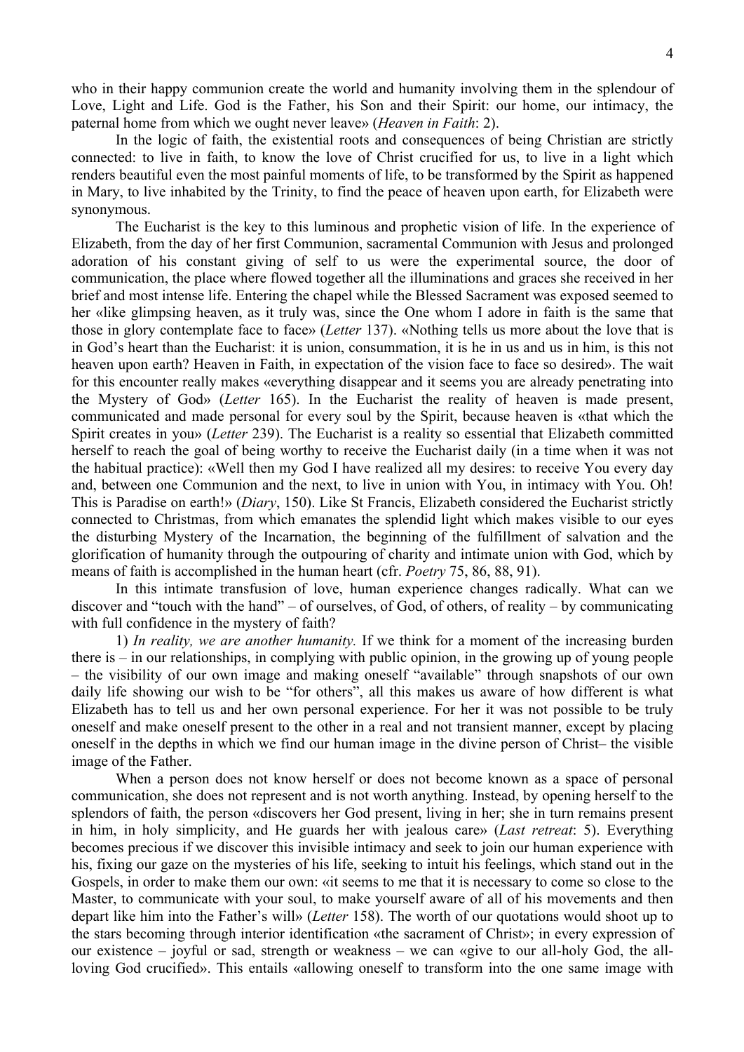who in their happy communion create the world and humanity involving them in the splendour of Love, Light and Life. God is the Father, his Son and their Spirit: our home, our intimacy, the paternal home from which we ought never leave» (*Heaven in Faith*: 2).

In the logic of faith, the existential roots and consequences of being Christian are strictly connected: to live in faith, to know the love of Christ crucified for us, to live in a light which renders beautiful even the most painful moments of life, to be transformed by the Spirit as happened in Mary, to live inhabited by the Trinity, to find the peace of heaven upon earth, for Elizabeth were synonymous.

The Eucharist is the key to this luminous and prophetic vision of life. In the experience of Elizabeth, from the day of her first Communion, sacramental Communion with Jesus and prolonged adoration of his constant giving of self to us were the experimental source, the door of communication, the place where flowed together all the illuminations and graces she received in her brief and most intense life. Entering the chapel while the Blessed Sacrament was exposed seemed to her «like glimpsing heaven, as it truly was, since the One whom I adore in faith is the same that those in glory contemplate face to face» (*Letter* 137). «Nothing tells us more about the love that is in God's heart than the Eucharist: it is union, consummation, it is he in us and us in him, is this not heaven upon earth? Heaven in Faith, in expectation of the vision face to face so desired». The wait for this encounter really makes «everything disappear and it seems you are already penetrating into the Mystery of God» (*Letter* 165). In the Eucharist the reality of heaven is made present, communicated and made personal for every soul by the Spirit, because heaven is «that which the Spirit creates in you» (*Letter* 239). The Eucharist is a reality so essential that Elizabeth committed herself to reach the goal of being worthy to receive the Eucharist daily (in a time when it was not the habitual practice): «Well then my God I have realized all my desires: to receive You every day and, between one Communion and the next, to live in union with You, in intimacy with You. Oh! This is Paradise on earth!» (*Diary*, 150). Like St Francis, Elizabeth considered the Eucharist strictly connected to Christmas, from which emanates the splendid light which makes visible to our eyes the disturbing Mystery of the Incarnation, the beginning of the fulfillment of salvation and the glorification of humanity through the outpouring of charity and intimate union with God, which by means of faith is accomplished in the human heart (cfr. *Poetry* 75, 86, 88, 91).

In this intimate transfusion of love, human experience changes radically. What can we discover and "touch with the hand" – of ourselves, of God, of others, of reality – by communicating with full confidence in the mystery of faith?

1) *In reality, we are another humanity.* If we think for a moment of the increasing burden there is – in our relationships, in complying with public opinion, in the growing up of young people – the visibility of our own image and making oneself "available" through snapshots of our own daily life showing our wish to be "for others", all this makes us aware of how different is what Elizabeth has to tell us and her own personal experience. For her it was not possible to be truly oneself and make oneself present to the other in a real and not transient manner, except by placing oneself in the depths in which we find our human image in the divine person of Christ– the visible image of the Father.

When a person does not know herself or does not become known as a space of personal communication, she does not represent and is not worth anything. Instead, by opening herself to the splendors of faith, the person «discovers her God present, living in her; she in turn remains present in him, in holy simplicity, and He guards her with jealous care» (*Last retreat*: 5). Everything becomes precious if we discover this invisible intimacy and seek to join our human experience with his, fixing our gaze on the mysteries of his life, seeking to intuit his feelings, which stand out in the Gospels, in order to make them our own: «it seems to me that it is necessary to come so close to the Master, to communicate with your soul, to make yourself aware of all of his movements and then depart like him into the Father's will» (*Letter* 158). The worth of our quotations would shoot up to the stars becoming through interior identification «the sacrament of Christ»; in every expression of our existence – joyful or sad, strength or weakness – we can «give to our all-holy God, the all-loving God crucified». This entails «allowing oneself to transform into the one same image with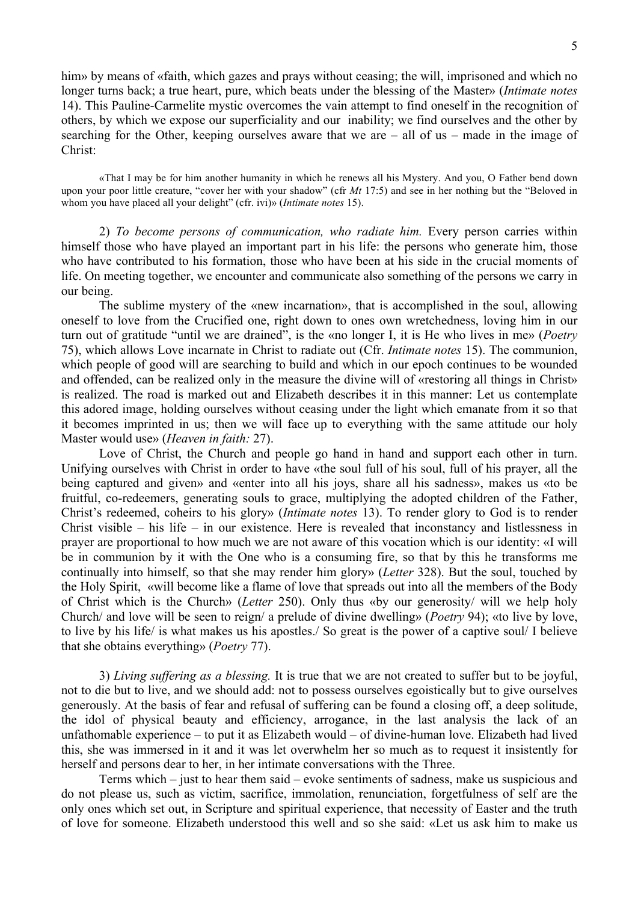him» by means of «faith, which gazes and prays without ceasing; the will, imprisoned and which no longer turns back; a true heart, pure, which beats under the blessing of the Master» (*Intimate notes* 14). This Pauline-Carmelite mystic overcomes the vain attempt to find oneself in the recognition of others, by which we expose our superficiality and our inability; we find ourselves and the other by searching for the Other, keeping ourselves aware that we are – all of us – made in the image of Christ:

> «That I may be for him another humanity in which he renews all his Mystery. And you, O Father bend down upon your poor little creature, "cover her with your shadow" (cfr *Mt* 17:5) and see in her nothing but the "Beloved in whom you have placed all your delight" (cfr. ivi)» (*Intimate notes* 15).

2) *To become persons of communication, who radiate him.* Every person carries within himself those who have played an important part in his life: the persons who generate him, those who have contributed to his formation, those who have been at his side in the crucial moments of life. On meeting together, we encounter and communicate also something of the persons we carry in our being.

The sublime mystery of the «new incarnation», that is accomplished in the soul, allowing oneself to love from the Crucified one, right down to ones own wretchedness, loving him in our turn out of gratitude "until we are drained", is the «no longer I, it is He who lives in me» (*Poetry* 75), which allows Love incarnate in Christ to radiate out (Cfr. *Intimate notes* 15). The communion, which people of good will are searching to build and which in our epoch continues to be wounded and offended, can be realized only in the measure the divine will of «restoring all things in Christ» is realized. The road is marked out and Elizabeth describes it in this manner: Let us contemplate this adored image, holding ourselves without ceasing under the light which emanate from it so that it becomes imprinted in us; then we will face up to everything with the same attitude our holy Master would use» (*Heaven in faith:* 27).

Love of Christ, the Church and people go hand in hand and support each other in turn. Unifying ourselves with Christ in order to have «the soul full of his soul, full of his prayer, all the being captured and given» and «enter into all his joys, share all his sadness», makes us «to be fruitful, co-redeemers, generating souls to grace, multiplying the adopted children of the Father, Christ's redeemed, coheirs to his glory» (*Intimate notes* 13). To render glory to God is to render Christ visible – his life – in our existence. Here is revealed that inconstancy and listlessness in prayer are proportional to how much we are not aware of this vocation which is our identity: «I will be in communion by it with the One who is a consuming fire, so that by this he transforms me continually into himself, so that she may render him glory» (*Letter* 328). But the soul, touched by the Holy Spirit, «will become like a flame of love that spreads out into all the members of the Body of Christ which is the Church» (*Letter* 250). Only thus «by our generosity/ will we help holy Church/ and love will be seen to reign/ a prelude of divine dwelling» (*Poetry* 94); «to live by love, to live by his life/ is what makes us his apostles./ So great is the power of a captive soul/ I believe that she obtains everything» (*Poetry* 77).

3) *Living suffering as a blessing.* It is true that we are not created to suffer but to be joyful, not to die but to live, and we should add: not to possess ourselves egoistically but to give ourselves generously. At the basis of fear and refusal of suffering can be found a closing off, a deep solitude, the idol of physical beauty and efficiency, arrogance, in the last analysis the lack of an unfathomable experience – to put it as Elizabeth would – of divine-human love. Elizabeth had lived this, she was immersed in it and it was let overwhelm her so much as to request it insistently for herself and persons dear to her, in her intimate conversations with the Three.

Terms which – just to hear them said – evoke sentiments of sadness, make us suspicious and do not please us, such as victim, sacrifice, immolation, renunciation, forgetfulness of self are the only ones which set out, in Scripture and spiritual experience, that necessity of Easter and the truth of love for someone. Elizabeth understood this well and so she said: «Let us ask him to make us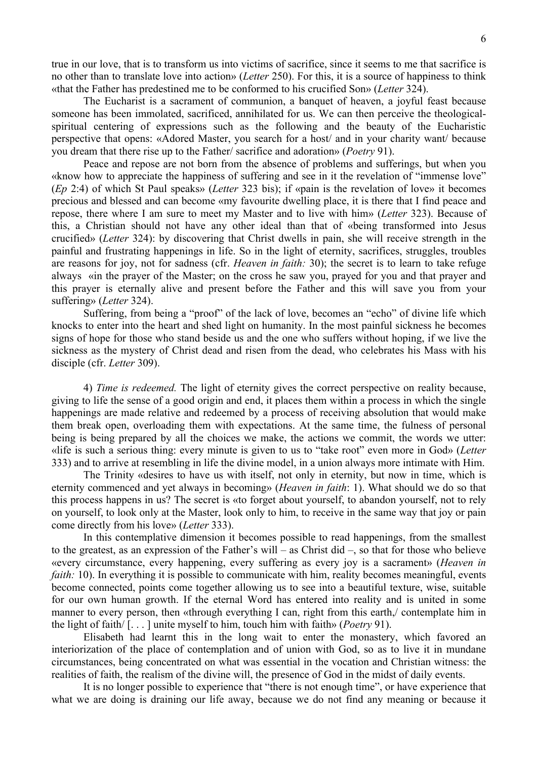true in our love, that is to transform us into victims of sacrifice, since it seems to me that sacrifice is no other than to translate love into action» (*Letter* 250). For this, it is a source of happiness to think «that the Father has predestined me to be conformed to his crucified Son» (*Letter* 324).

The Eucharist is a sacrament of communion, a banquet of heaven, a joyful feast because someone has been immolated, sacrificed, annihilated for us. We can then perceive the theological-spiritual centering of expressions such as the following and the beauty of the Eucharistic perspective that opens: «Adored Master, you search for a host/ and in your charity want/ because you dream that there rise up to the Father/ sacrifice and adoration» (*Poetry* 91).

Peace and repose are not born from the absence of problems and sufferings, but when you «know how to appreciate the happiness of suffering and see in it the revelation of "immense love" (*Ep* 2:4) of which St Paul speaks» (*Letter* 323 bis); if «pain is the revelation of love» it becomes precious and blessed and can become «my favourite dwelling place, it is there that I find peace and repose, there where I am sure to meet my Master and to live with him» (*Letter* 323). Because of this, a Christian should not have any other ideal than that of «being transformed into Jesus crucified» (*Letter* 324): by discovering that Christ dwells in pain, she will receive strength in the painful and frustrating happenings in life. So in the light of eternity, sacrifices, struggles, troubles are reasons for joy, not for sadness (cfr. *Heaven in faith:* 30); the secret is to learn to take refuge always «in the prayer of the Master; on the cross he saw you, prayed for you and that prayer and this prayer is eternally alive and present before the Father and this will save you from your suffering» (*Letter* 324).

Suffering, from being a "proof" of the lack of love, becomes an "echo" of divine life which knocks to enter into the heart and shed light on humanity. In the most painful sickness he becomes signs of hope for those who stand beside us and the one who suffers without hoping, if we live the sickness as the mystery of Christ dead and risen from the dead, who celebrates his Mass with his disciple (cfr. *Letter* 309).

4) *Time is redeemed.* The light of eternity gives the correct perspective on reality because, giving to life the sense of a good origin and end, it places them within a process in which the single happenings are made relative and redeemed by a process of receiving absolution that would make them break open, overloading them with expectations. At the same time, the fulness of personal being is being prepared by all the choices we make, the actions we commit, the words we utter: «life is such a serious thing: every minute is given to us to "take root" even more in God» (*Letter* 333) and to arrive at resembling in life the divine model, in a union always more intimate with Him.

The Trinity «desires to have us with itself, not only in eternity, but now in time, which is eternity commenced and yet always in becoming» (*Heaven in faith*: 1). What should we do so that this process happens in us? The secret is «to forget about yourself, to abandon yourself, not to rely on yourself, to look only at the Master, look only to him, to receive in the same way that joy or pain come directly from his love» (*Letter* 333).

In this contemplative dimension it becomes possible to read happenings, from the smallest to the greatest, as an expression of the Father's will – as Christ did –, so that for those who believe «every circumstance, every happening, every suffering as every joy is a sacrament» (*Heaven in faith:* 10). In everything it is possible to communicate with him, reality becomes meaningful, events become connected, points come together allowing us to see into a beautiful texture, wise, suitable for our own human growth. If the eternal Word has entered into reality and is united in some manner to every person, then «through everything I can, right from this earth,/ contemplate him in the light of faith/ [. . . ] unite myself to him, touch him with faith» (*Poetry* 91).

Elisabeth had learnt this in the long wait to enter the monastery, which favored an interiorization of the place of contemplation and of union with God, so as to live it in mundane circumstances, being concentrated on what was essential in the vocation and Christian witness: the realities of faith, the realism of the divine will, the presence of God in the midst of daily events.

It is no longer possible to experience that "there is not enough time", or have experience that what we are doing is draining our life away, because we do not find any meaning or because it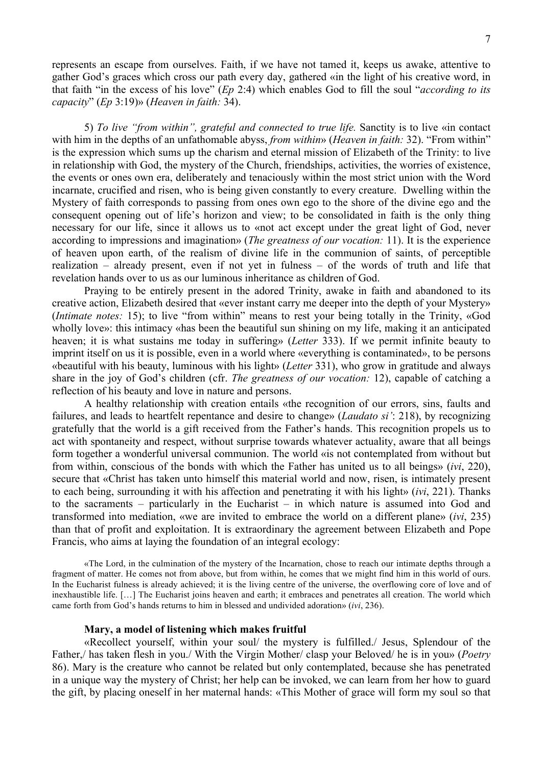represents an escape from ourselves. Faith, if we have not tamed it, keeps us awake, attentive to gather God's graces which cross our path every day, gathered «in the light of his creative word, in that faith "in the excess of his love" (*Ep* 2:4) which enables God to fill the soul "*according to its capacity*" (*Ep* 3:19)» (*Heaven in faith:* 34).

5) *To live "from within", grateful and connected to true life.* Sanctity is to live «in contact with him in the depths of an unfathomable abyss, *from within*» (*Heaven in faith:* 32). "From within" is the expression which sums up the charism and eternal mission of Elizabeth of the Trinity: to live in relationship with God, the mystery of the Church, friendships, activities, the worries of existence, the events or ones own era, deliberately and tenaciously within the most strict union with the Word incarnate, crucified and risen, who is being given constantly to every creature. Dwelling within the Mystery of faith corresponds to passing from ones own ego to the shore of the divine ego and the consequent opening out of life's horizon and view; to be consolidated in faith is the only thing necessary for our life, since it allows us to «not act except under the great light of God, never according to impressions and imagination» (*The greatness of our vocation:* 11). It is the experience of heaven upon earth, of the realism of divine life in the communion of saints, of perceptible realization – already present, even if not yet in fulness – of the words of truth and life that revelation hands over to us as our luminous inheritance as children of God.

Praying to be entirely present in the adored Trinity, awake in faith and abandoned to its creative action, Elizabeth desired that «ever instant carry me deeper into the depth of your Mystery» (*Intimate notes:* 15); to live "from within" means to rest your being totally in the Trinity, «God wholly love»: this intimacy «has been the beautiful sun shining on my life, making it an anticipated heaven; it is what sustains me today in suffering» (*Letter* 333). If we permit infinite beauty to imprint itself on us it is possible, even in a world where «everything is contaminated», to be persons «beautiful with his beauty, luminous with his light» (*Letter* 331), who grow in gratitude and always share in the joy of God's children (cfr. *The greatness of our vocation:* 12), capable of catching a reflection of his beauty and love in nature and persons.

A healthy relationship with creation entails «the recognition of our errors, sins, faults and failures, and leads to heartfelt repentance and desire to change» (*Laudato si'*: 218), by recognizing gratefully that the world is a gift received from the Father's hands. This recognition propels us to act with spontaneity and respect, without surprise towards whatever actuality, aware that all beings form together a wonderful universal communion. The world «is not contemplated from without but from within, conscious of the bonds with which the Father has united us to all beings» (*ivi*, 220), secure that «Christ has taken unto himself this material world and now, risen, is intimately present to each being, surrounding it with his affection and penetrating it with his light» (*ivi*, 221). Thanks to the sacraments – particularly in the Eucharist – in which nature is assumed into God and transformed into mediation, «we are invited to embrace the world on a different plane» (*ivi*, 235) than that of profit and exploitation. It is extraordinary the agreement between Elizabeth and Pope Francis, who aims at laying the foundation of an integral ecology:

> «The Lord, in the culmination of the mystery of the Incarnation, chose to reach our intimate depths through a fragment of matter. He comes not from above, but from within, he comes that we might find him in this world of ours. In the Eucharist fulness is already achieved; it is the living centre of the universe, the overflowing core of love and of inexhaustible life. […] The Eucharist joins heaven and earth; it embraces and penetrates all creation. The world which came forth from God's hands returns to him in blessed and undivided adoration» (*ivi*, 236).

### Mary, a model of listening which makes fruitful

«Recollect yourself, within your soul/ the mystery is fulfilled./ Jesus, Splendour of the Father,/ has taken flesh in you./ With the Virgin Mother/ clasp your Beloved/ he is in you» (*Poetry* 86). Mary is the creature who cannot be related but only contemplated, because she has penetrated in a unique way the mystery of Christ; her help can be invoked, we can learn from her how to guard the gift, by placing oneself in her maternal hands: «This Mother of grace will form my soul so that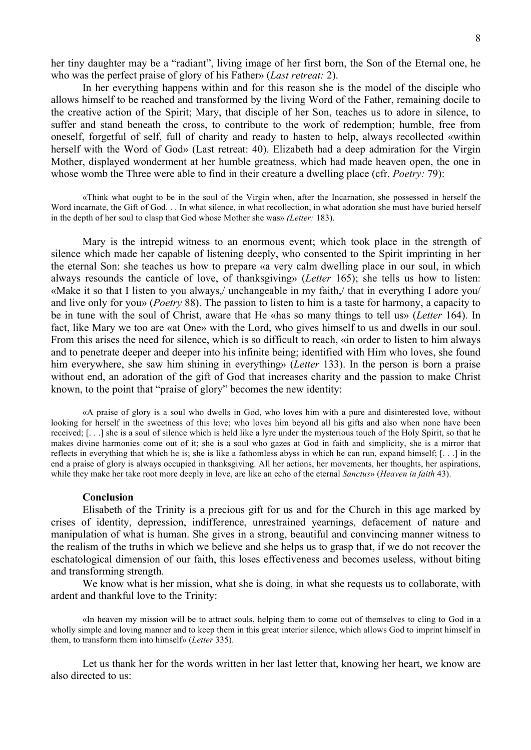her tiny daughter may be a "radiant", living image of her first born, the Son of the Eternal one, he who was the perfect praise of glory of his Father» (*Last retreat:* 2).

In her everything happens within and for this reason she is the model of the disciple who allows himself to be reached and transformed by the living Word of the Father, remaining docile to the creative action of the Spirit; Mary, that disciple of her Son, teaches us to adore in silence, to suffer and stand beneath the cross, to contribute to the work of redemption; humble, free from oneself, forgetful of self, full of charity and ready to hasten to help, always recollected «within herself with the Word of God» (Last retreat: 40). Elizabeth had a deep admiration for the Virgin Mother, displayed wonderment at her humble greatness, which had made heaven open, the one in whose womb the Three were able to find in their creature a dwelling place (cfr. *Poetry:* 79):

> «Think what ought to be in the soul of the Virgin when, after the Incarnation, she possessed in herself the Word incarnate, the Gift of God. . . In what silence, in what recollection, in what adoration she must have buried herself in the depth of her soul to clasp that God whose Mother she was» *(Letter:* 183).

Mary is the intrepid witness to an enormous event; which took place in the strength of silence which made her capable of listening deeply, who consented to the Spirit imprinting in her the eternal Son: she teaches us how to prepare «a very calm dwelling place in our soul, in which always resounds the canticle of love, of thanksgiving» (*Letter* 165); she tells us how to listen: «Make it so that I listen to you always,/ unchangeable in my faith,/ that in everything I adore you/ and live only for you» (*Poetry* 88). The passion to listen to him is a taste for harmony, a capacity to be in tune with the soul of Christ, aware that He «has so many things to tell us» (*Letter* 164). In fact, like Mary we too are «at One» with the Lord, who gives himself to us and dwells in our soul. From this arises the need for silence, which is so difficult to reach, «in order to listen to him always and to penetrate deeper and deeper into his infinite being; identified with Him who loves, she found him everywhere, she saw him shining in everything» (*Letter* 133). In the person is born a praise without end, an adoration of the gift of God that increases charity and the passion to make Christ known, to the point that "praise of glory" becomes the new identity:

> «A praise of glory is a soul who dwells in God, who loves him with a pure and disinterested love, without looking for herself in the sweetness of this love; who loves him beyond all his gifts and also when none have been received; [. . .] she is a soul of silence which is held like a lyre under the mysterious touch of the Holy Spirit, so that he makes divine harmonies come out of it; she is a soul who gazes at God in faith and simplicity, she is a mirror that reflects in everything that which he is; she is like a fathomless abyss in which he can run, expand himself; [. . .] in the end a praise of glory is always occupied in thanksgiving. All her actions, her movements, her thoughts, her aspirations, while they make her take root more deeply in love, are like an echo of the eternal *Sanctus*» (*Heaven in faith* 43).

### Conclusion

Elisabeth of the Trinity is a precious gift for us and for the Church in this age marked by crises of identity, depression, indifference, unrestrained yearnings, defacement of nature and manipulation of what is human. She gives in a strong, beautiful and convincing manner witness to the realism of the truths in which we believe and she helps us to grasp that, if we do not recover the eschatological dimension of our faith, this loses effectiveness and becomes useless, without biting and transforming strength.

We know what is her mission, what she is doing, in what she requests us to collaborate, with ardent and thankful love to the Trinity:

> «In heaven my mission will be to attract souls, helping them to come out of themselves to cling to God in a wholly simple and loving manner and to keep them in this great interior silence, which allows God to imprint himself in them, to transform them into himself» (*Letter* 335).

Let us thank her for the words written in her last letter that, knowing her heart, we know are also directed to us: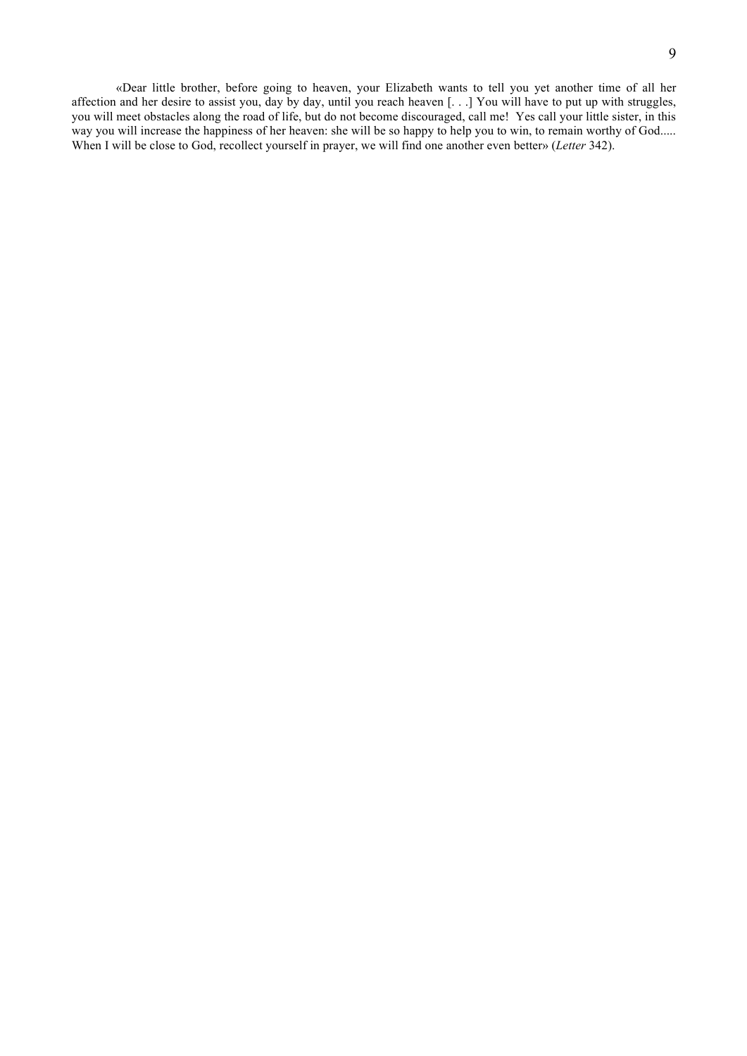«Dear little brother, before going to heaven, your Elizabeth wants to tell you yet another time of all her affection and her desire to assist you, day by day, until you reach heaven [. . .] You will have to put up with struggles, you will meet obstacles along the road of life, but do not become discouraged, call me! Yes call your little sister, in this way you will increase the happiness of her heaven: she will be so happy to help you to win, to remain worthy of God..... When I will be close to God, recollect yourself in prayer, we will find one another even better» (*Letter* 342).